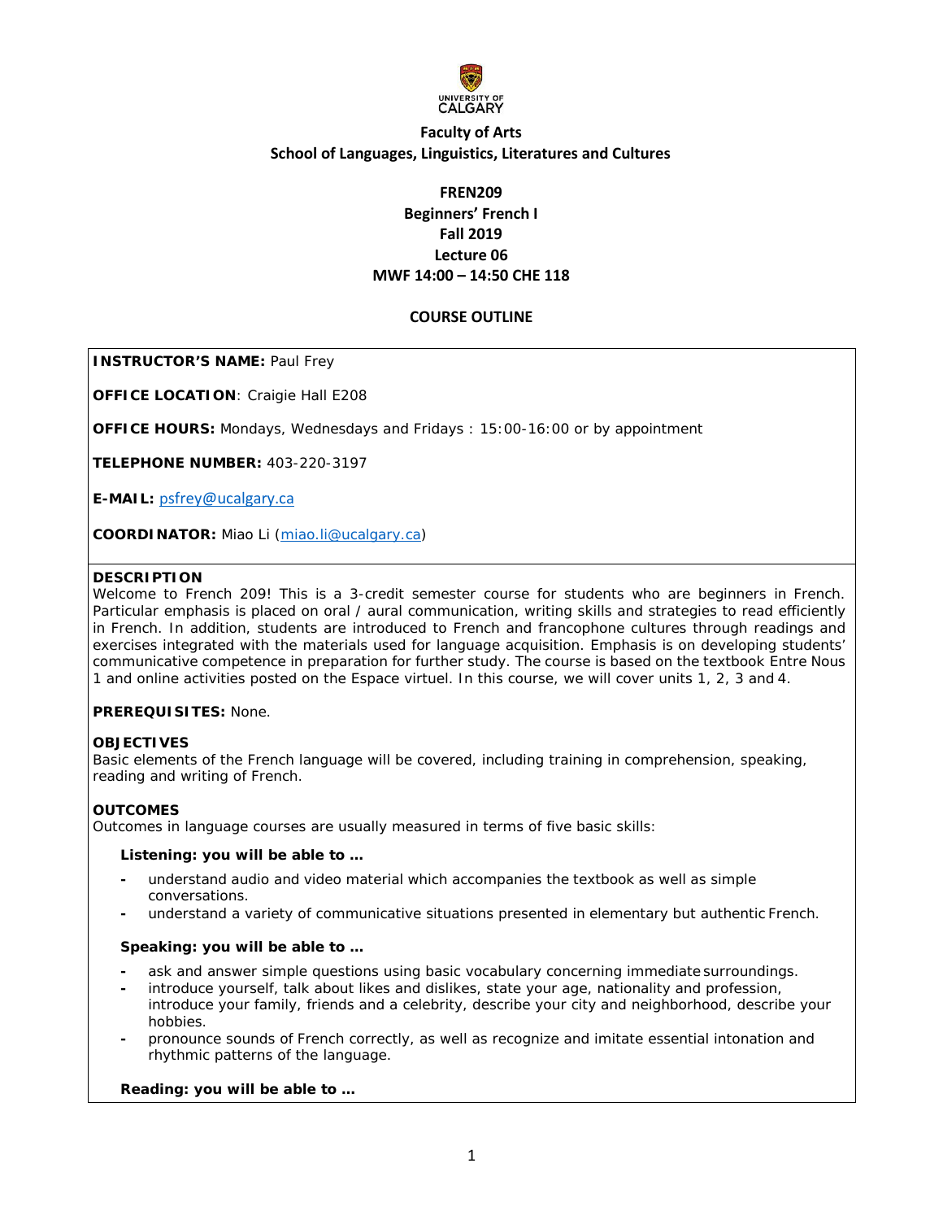**Faculty of Arts**
**School of Languages, Linguistics, Literatures and Cultures**

# FREN209
## Beginners' French I
## Fall 2019
## Lecture 06
## MWF 14:00 – 14:50 CHE 118

## COURSE OUTLINE

**INSTRUCTOR'S NAME:** Paul Frey

**OFFICE LOCATION**: Craigie Hall E208

**OFFICE HOURS:** Mondays, Wednesdays and Fridays : 15:00-16:00 or by appointment

**TELEPHONE NUMBER:** 403-220-3197

**E-MAIL:** psfrey@ucalgary.ca

**COORDINATOR:** Miao Li (miao.li@ucalgary.ca)

**DESCRIPTION**

Welcome to French 209! This is a 3-credit semester course for students who are beginners in French. Particular emphasis is placed on oral / aural communication, writing skills and strategies to read efficiently in French. In addition, students are introduced to French and francophone cultures through readings and exercises integrated with the materials used for language acquisition. Emphasis is on developing students' communicative competence in preparation for further study. The course is based on the textbook Entre Nous 1 and online activities posted on the Espace virtuel. In this course, we will cover units 1, 2, 3 and 4.

**PREREQUISITES:** None.

**OBJECTIVES**

Basic elements of the French language will be covered, including training in comprehension, speaking, reading and writing of French.

**OUTCOMES**

Outcomes in language courses are usually measured in terms of five basic skills:

**Listening: you will be able to …**

- understand audio and video material which accompanies the textbook as well as simple conversations.
- understand a variety of communicative situations presented in elementary but authentic French.

**Speaking: you will be able to …**

- ask and answer simple questions using basic vocabulary concerning immediate surroundings.
- introduce yourself, talk about likes and dislikes, state your age, nationality and profession, introduce your family, friends and a celebrity, describe your city and neighborhood, describe your hobbies.
- pronounce sounds of French correctly, as well as recognize and imitate essential intonation and rhythmic patterns of the language.

**Reading: you will be able to …**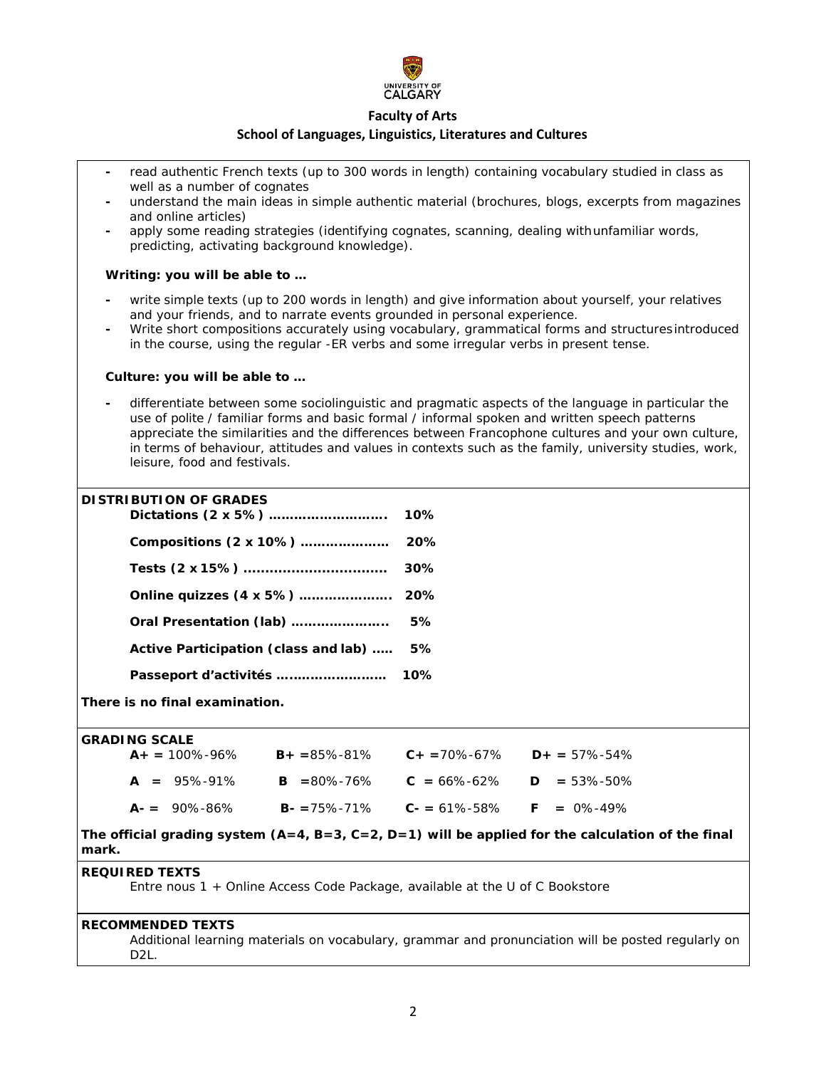**Faculty of Arts**

**School of Languages, Linguistics, Literatures and Cultures**

- read authentic French texts (up to 300 words in length) containing vocabulary studied in class as well as a number of cognates
- understand the main ideas in simple authentic material (brochures, blogs, excerpts from magazines and online articles)
- apply some reading strategies (identifying cognates, scanning, dealing with unfamiliar words, predicting, activating background knowledge).

**Writing: you will be able to …**

- write simple texts (up to 200 words in length) and give information about yourself, your relatives and your friends, and to narrate events grounded in personal experience.
- Write short compositions accurately using vocabulary, grammatical forms and structures introduced in the course, using the regular -ER verbs and some irregular verbs in present tense.

**Culture: you will be able to …**

- differentiate between some sociolinguistic and pragmatic aspects of the language in particular the use of polite / familiar forms and basic formal / informal spoken and written speech patterns appreciate the similarities and the differences between Francophone cultures and your own culture, in terms of behaviour, attitudes and values in contexts such as the family, university studies, work, leisure, food and festivals.

**DISTRIBUTION OF GRADES**

**Dictations (2 x 5%) ……………………… 10%**

**Compositions (2 x 10%) ………………… 20%**

**Tests (2 x 15%) ………………………….. 30%**

**Online quizzes (4 x 5%) ………………… 20%**

**Oral Presentation (lab) …………………. 5%**

**Active Participation (class and lab) ….. 5%**

**Passeport d'activités ……………………. 10%**

**There is no final examination.**

**GRADING SCALE**

| | | | |
|---|---|---|---|
| **A+** = 100%-96% | **B+** =85%-81% | **C+** =70%-67% | **D+** = 57%-54% |
| **A** = 95%-91% | **B** =80%-76% | **C** = 66%-62% | **D** = 53%-50% |
| **A-** = 90%-86% | **B-** =75%-71% | **C-** = 61%-58% | **F** = 0%-49% |

**The official grading system (A=4, B=3, C=2, D=1) will be applied for the calculation of the final mark.**

**REQUIRED TEXTS**

Entre nous 1 + Online Access Code Package, available at the U of C Bookstore

**RECOMMENDED TEXTS**

Additional learning materials on vocabulary, grammar and pronunciation will be posted regularly on D2L.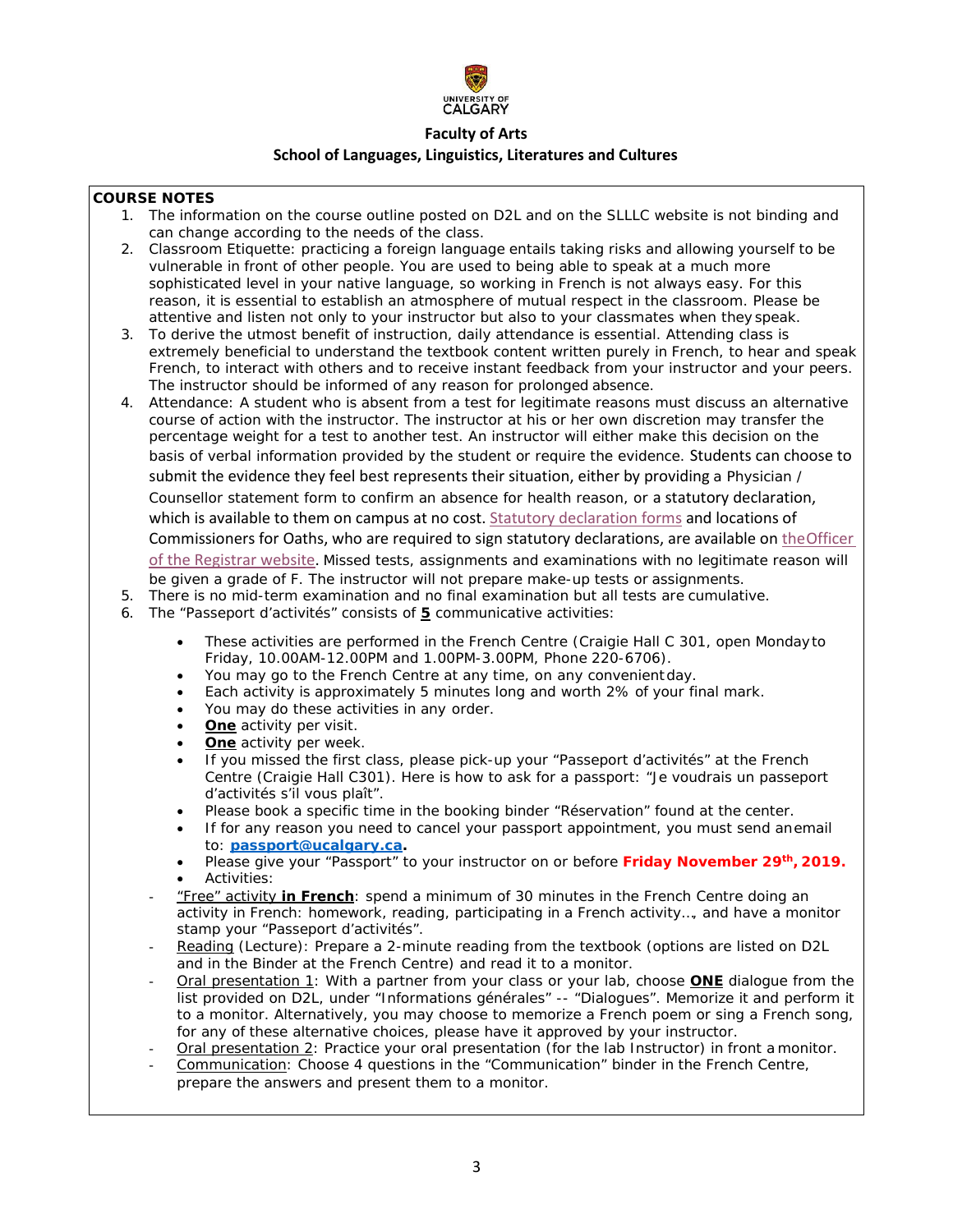UNIVERSITY OF CALGARY

**Faculty of Arts**

**School of Languages, Linguistics, Literatures and Cultures**

**COURSE NOTES**

1. The information on the course outline posted on D2L and on the SLLLC website is not binding and can change according to the needs of the class.
2. Classroom Etiquette: practicing a foreign language entails taking risks and allowing yourself to be vulnerable in front of other people. You are used to being able to speak at a much more sophisticated level in your native language, so working in French is not always easy. For this reason, it is essential to establish an atmosphere of mutual respect in the classroom. Please be attentive and listen not only to your instructor but also to your classmates when they speak.
3. To derive the utmost benefit of instruction, daily attendance is essential. Attending class is extremely beneficial to understand the textbook content written purely in French, to hear and speak French, to interact with others and to receive instant feedback from your instructor and your peers. The instructor should be informed of any reason for prolonged absence.
4. Attendance: A student who is absent from a test for legitimate reasons must discuss an alternative course of action with the instructor. The instructor at his or her own discretion may transfer the percentage weight for a test to another test. An instructor will either make this decision on the basis of verbal information provided by the student or require the evidence. Students can choose to submit the evidence they feel best represents their situation, either by providing a Physician / Counsellor statement form to confirm an absence for health reason, or a statutory declaration, which is available to them on campus at no cost. Statutory declaration forms and locations of Commissioners for Oaths, who are required to sign statutory declarations, are available on the Officer of the Registrar website. Missed tests, assignments and examinations with no legitimate reason will be given a grade of F. The instructor will not prepare make-up tests or assignments.
5. There is no mid-term examination and no final examination but all tests are cumulative.
6. The "Passeport d'activités" consists of **5** communicative activities:
   - These activities are performed in the French Centre (Craigie Hall C 301, open Monday to Friday, 10.00AM-12.00PM and 1.00PM-3.00PM, Phone 220-6706).
   - You may go to the French Centre at any time, on any convenient day.
   - Each activity is approximately 5 minutes long and worth 2% of your final mark.
   - You may do these activities in any order.
   - **One** activity per visit.
   - **One** activity per week.
   - If you missed the first class, please pick-up your "Passeport d'activités" at the French Centre (Craigie Hall C301). Here is how to ask for a passport: "Je voudrais un passeport d'activités s'il vous plaît".
   - Please book a specific time in the booking binder "Réservation" found at the center.
   - If for any reason you need to cancel your passport appointment, you must send an email to: **passport@ucalgary.ca.**
   - Please give your "Passport" to your instructor on or before **Friday November 29th, 2019.**
   - Activities:

- "Free" activity **in French**: spend a minimum of 30 minutes in the French Centre doing an activity in French: homework, reading, participating in a French activity…, and have a monitor stamp your "Passeport d'activités".
- Reading (Lecture): Prepare a 2-minute reading from the textbook (options are listed on D2L and in the Binder at the French Centre) and read it to a monitor.
- Oral presentation 1: With a partner from your class or your lab, choose **ONE** dialogue from the list provided on D2L, under "Informations générales" -- "Dialogues". Memorize it and perform it to a monitor. Alternatively, you may choose to memorize a French poem or sing a French song, for any of these alternative choices, please have it approved by your instructor.
- Oral presentation 2: Practice your oral presentation (for the lab Instructor) in front a monitor.
- Communication: Choose 4 questions in the "Communication" binder in the French Centre, prepare the answers and present them to a monitor.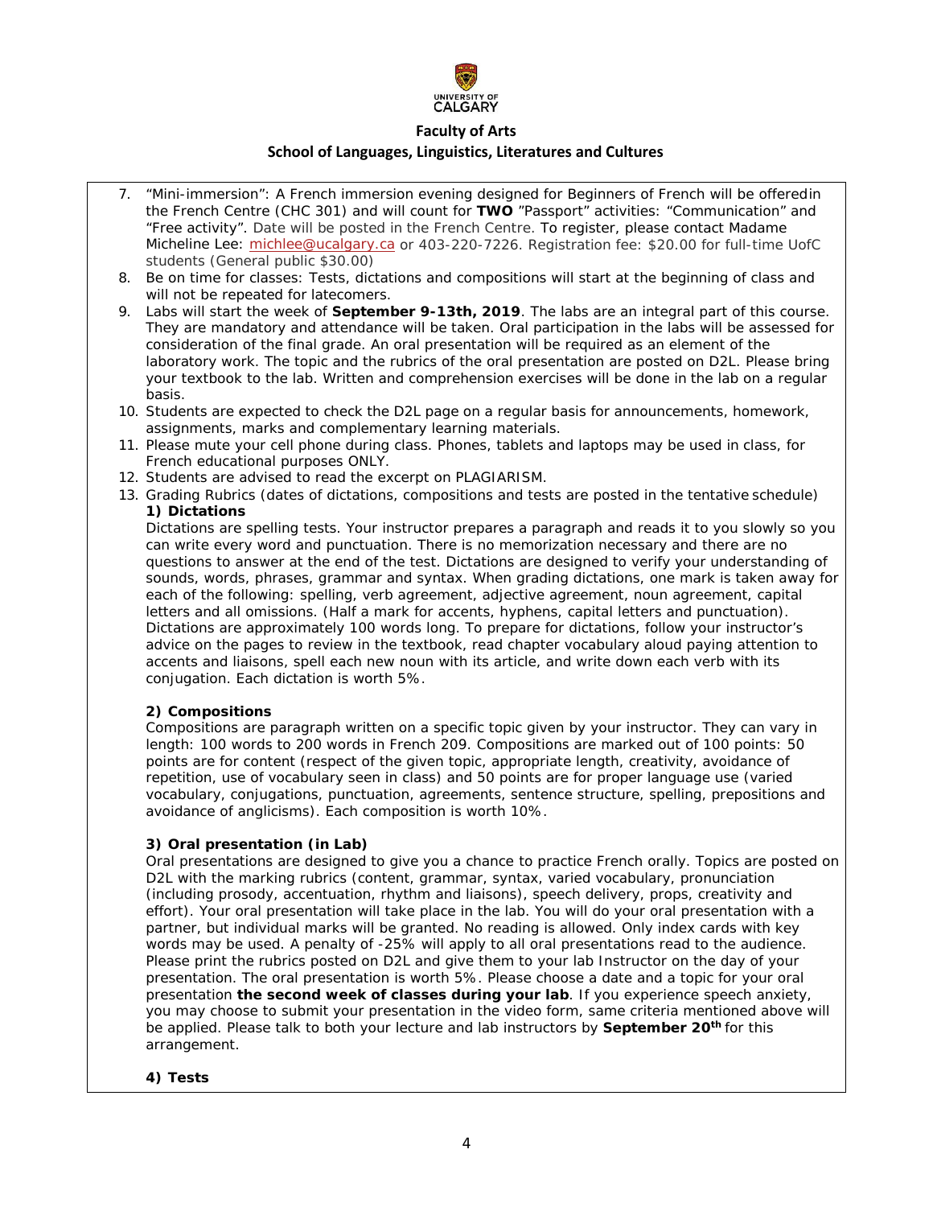7. "Mini-immersion": A French immersion evening designed for Beginners of French will be offeredin the French Centre (CHC 301) and will count for **TWO** "Passport" activities: "Communication" and "Free activity". Date will be posted in the French Centre. To register, please contact Madame Micheline Lee: michlee@ucalgary.ca or 403-220-7226. Registration fee: $20.00 for full-time UofC students (General public $30.00)
8. Be on time for classes: Tests, dictations and compositions will start at the beginning of class and will not be repeated for latecomers.
9. Labs will start the week of **September 9-13th, 2019**. The labs are an integral part of this course. They are mandatory and attendance will be taken. Oral participation in the labs will be assessed for consideration of the final grade. An oral presentation will be required as an element of the laboratory work. The topic and the rubrics of the oral presentation are posted on D2L. Please bring your textbook to the lab. Written and comprehension exercises will be done in the lab on a regular basis.
10. Students are expected to check the D2L page on a regular basis for announcements, homework, assignments, marks and complementary learning materials.
11. Please mute your cell phone during class. Phones, tablets and laptops may be used in class, for French educational purposes ONLY.
12. Students are advised to read the excerpt on PLAGIARISM.
13. Grading Rubrics (dates of dictations, compositions and tests are posted in the tentative schedule)

**1) Dictations**

Dictations are spelling tests. Your instructor prepares a paragraph and reads it to you slowly so you can write every word and punctuation. There is no memorization necessary and there are no questions to answer at the end of the test. Dictations are designed to verify your understanding of sounds, words, phrases, grammar and syntax. When grading dictations, one mark is taken away for each of the following: spelling, verb agreement, adjective agreement, noun agreement, capital letters and all omissions. (Half a mark for accents, hyphens, capital letters and punctuation). Dictations are approximately 100 words long. To prepare for dictations, follow your instructor's advice on the pages to review in the textbook, read chapter vocabulary aloud paying attention to accents and liaisons, spell each new noun with its article, and write down each verb with its conjugation. Each dictation is worth 5%.

**2) Compositions**

Compositions are paragraph written on a specific topic given by your instructor. They can vary in length: 100 words to 200 words in French 209. Compositions are marked out of 100 points: 50 points are for content (respect of the given topic, appropriate length, creativity, avoidance of repetition, use of vocabulary seen in class) and 50 points are for proper language use (varied vocabulary, conjugations, punctuation, agreements, sentence structure, spelling, prepositions and avoidance of anglicisms). Each composition is worth 10%.

**3) Oral presentation (in Lab)**

Oral presentations are designed to give you a chance to practice French orally. Topics are posted on D2L with the marking rubrics (content, grammar, syntax, varied vocabulary, pronunciation (including prosody, accentuation, rhythm and liaisons), speech delivery, props, creativity and effort). Your oral presentation will take place in the lab. You will do your oral presentation with a partner, but individual marks will be granted. No reading is allowed. Only index cards with key words may be used. A penalty of -25% will apply to all oral presentations read to the audience. Please print the rubrics posted on D2L and give them to your lab Instructor on the day of your presentation. The oral presentation is worth 5%. Please choose a date and a topic for your oral presentation **the second week of classes during your lab**. If you experience speech anxiety, you may choose to submit your presentation in the video form, same criteria mentioned above will be applied. Please talk to both your lecture and lab instructors by **September 20th** for this arrangement.

**4) Tests**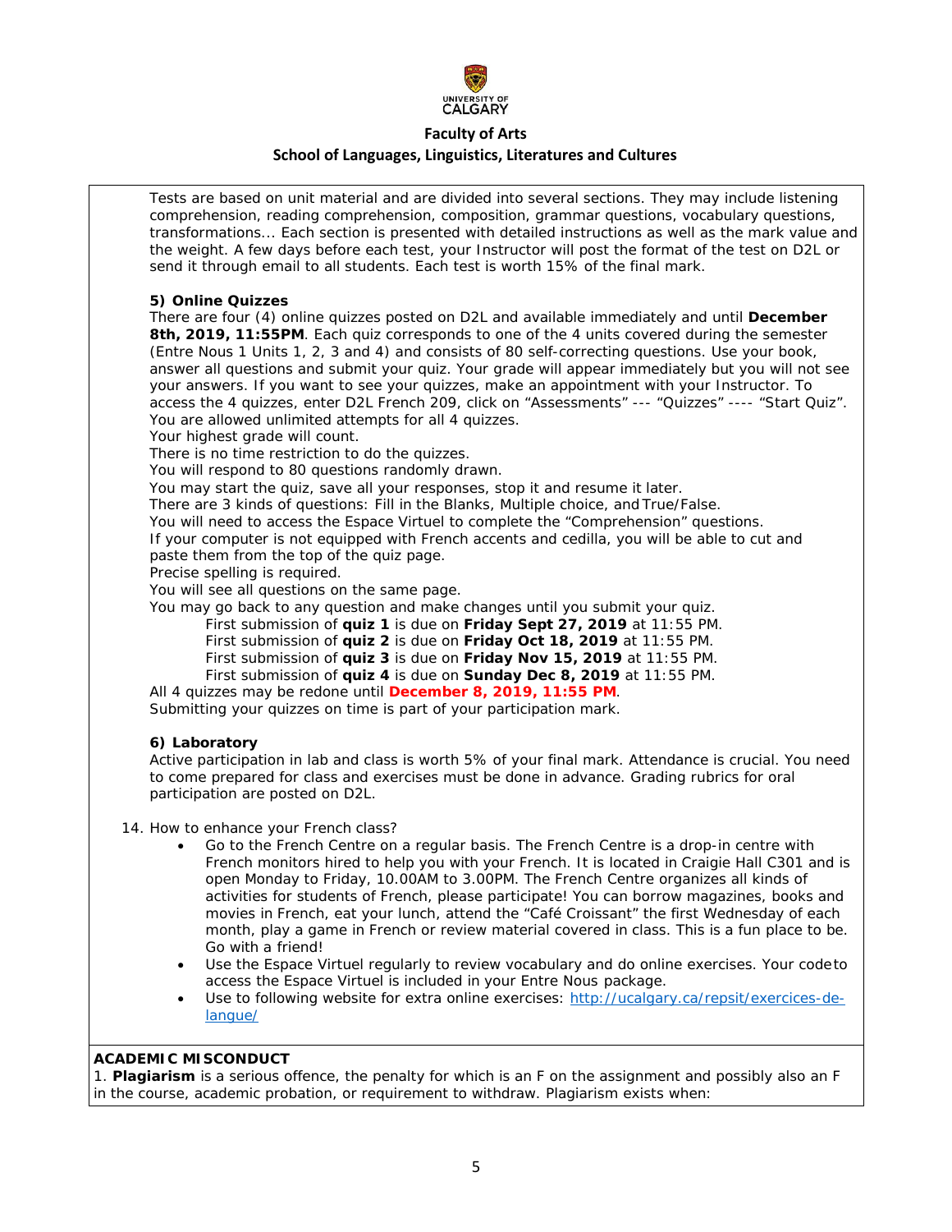Tests are based on unit material and are divided into several sections. They may include listening comprehension, reading comprehension, composition, grammar questions, vocabulary questions, transformations... Each section is presented with detailed instructions as well as the mark value and the weight. A few days before each test, your Instructor will post the format of the test on D2L or send it through email to all students. Each test is worth 15% of the final mark.

**5) Online Quizzes**

There are four (4) online quizzes posted on D2L and available immediately and until **December 8th, 2019, 11:55PM**. Each quiz corresponds to one of the 4 units covered during the semester (Entre Nous 1 Units 1, 2, 3 and 4) and consists of 80 self-correcting questions. Use your book, answer all questions and submit your quiz. Your grade will appear immediately but you will not see your answers. If you want to see your quizzes, make an appointment with your Instructor. To access the 4 quizzes, enter D2L French 209, click on "Assessments" --- "Quizzes" ---- "Start Quiz". You are allowed unlimited attempts for all 4 quizzes.
Your highest grade will count.
There is no time restriction to do the quizzes.
You will respond to 80 questions randomly drawn.
You may start the quiz, save all your responses, stop it and resume it later.
There are 3 kinds of questions: Fill in the Blanks, Multiple choice, and True/False.
You will need to access the Espace Virtuel to complete the "Comprehension" questions.
If your computer is not equipped with French accents and cedilla, you will be able to cut and paste them from the top of the quiz page.
Precise spelling is required.
You will see all questions on the same page.
You may go back to any question and make changes until you submit your quiz.

First submission of **quiz 1** is due on **Friday Sept 27, 2019** at 11:55 PM.
First submission of **quiz 2** is due on **Friday Oct 18, 2019** at 11:55 PM.
First submission of **quiz 3** is due on **Friday Nov 15, 2019** at 11:55 PM.
First submission of **quiz 4** is due on **Sunday Dec 8, 2019** at 11:55 PM.

All 4 quizzes may be redone until **December 8, 2019, 11:55 PM**.
Submitting your quizzes on time is part of your participation mark.

**6) Laboratory**

Active participation in lab and class is worth 5% of your final mark. Attendance is crucial. You need to come prepared for class and exercises must be done in advance. Grading rubrics for oral participation are posted on D2L.

14. How to enhance your French class?

- Go to the French Centre on a regular basis. The French Centre is a drop-in centre with French monitors hired to help you with your French. It is located in Craigie Hall C301 and is open Monday to Friday, 10.00AM to 3.00PM. The French Centre organizes all kinds of activities for students of French, please participate! You can borrow magazines, books and movies in French, eat your lunch, attend the "Café Croissant" the first Wednesday of each month, play a game in French or review material covered in class. This is a fun place to be. Go with a friend!
- Use the Espace Virtuel regularly to review vocabulary and do online exercises. Your codeto access the Espace Virtuel is included in your Entre Nous package.
- Use to following website for extra online exercises: [http://ucalgary.ca/repsit/exercices-de-langue/](http://ucalgary.ca/repsit/exercices-de-langue/)

**ACADEMIC MISCONDUCT**

1. **Plagiarism** is a serious offence, the penalty for which is an F on the assignment and possibly also an F in the course, academic probation, or requirement to withdraw. Plagiarism exists when: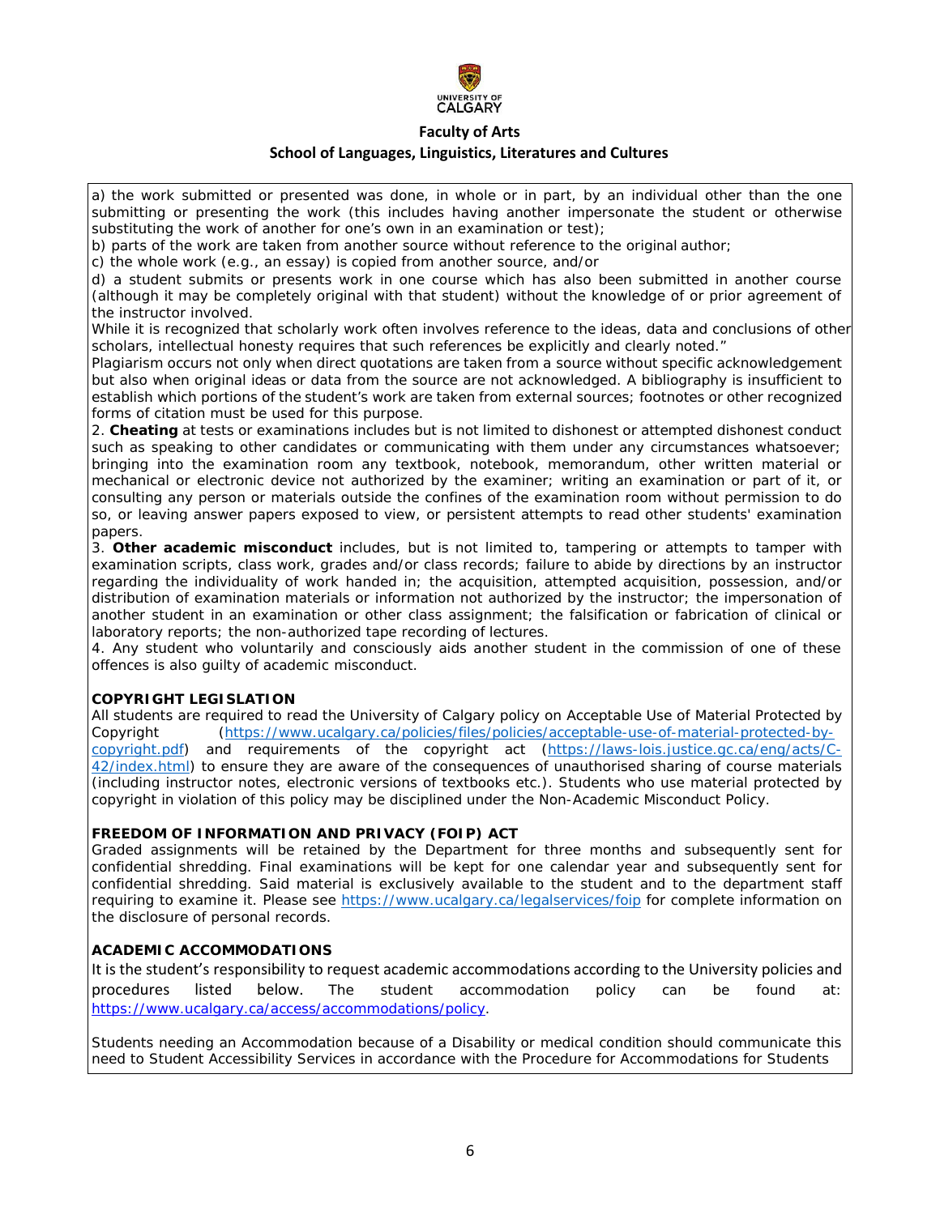**Faculty of Arts**

**School of Languages, Linguistics, Literatures and Cultures**

a) the work submitted or presented was done, in whole or in part, by an individual other than the one submitting or presenting the work (this includes having another impersonate the student or otherwise substituting the work of another for one's own in an examination or test);
b) parts of the work are taken from another source without reference to the original author;
c) the whole work (e.g., an essay) is copied from another source, and/or
d) a student submits or presents work in one course which has also been submitted in another course (although it may be completely original with that student) without the knowledge of or prior agreement of the instructor involved.
While it is recognized that scholarly work often involves reference to the ideas, data and conclusions of other scholars, intellectual honesty requires that such references be explicitly and clearly noted."
Plagiarism occurs not only when direct quotations are taken from a source without specific acknowledgement but also when original ideas or data from the source are not acknowledged. A bibliography is insufficient to establish which portions of the student's work are taken from external sources; footnotes or other recognized forms of citation must be used for this purpose.
2. **Cheating** at tests or examinations includes but is not limited to dishonest or attempted dishonest conduct such as speaking to other candidates or communicating with them under any circumstances whatsoever; bringing into the examination room any textbook, notebook, memorandum, other written material or mechanical or electronic device not authorized by the examiner; writing an examination or part of it, or consulting any person or materials outside the confines of the examination room without permission to do so, or leaving answer papers exposed to view, or persistent attempts to read other students' examination papers.
3. **Other academic misconduct** includes, but is not limited to, tampering or attempts to tamper with examination scripts, class work, grades and/or class records; failure to abide by directions by an instructor regarding the individuality of work handed in; the acquisition, attempted acquisition, possession, and/or distribution of examination materials or information not authorized by the instructor; the impersonation of another student in an examination or other class assignment; the falsification or fabrication of clinical or laboratory reports; the non-authorized tape recording of lectures.
4. Any student who voluntarily and consciously aids another student in the commission of one of these offences is also guilty of academic misconduct.

**COPYRIGHT LEGISLATION**

All students are required to read the University of Calgary policy on Acceptable Use of Material Protected by Copyright (https://www.ucalgary.ca/policies/files/policies/acceptable-use-of-material-protected-by-copyright.pdf) and requirements of the copyright act (https://laws-lois.justice.gc.ca/eng/acts/C-42/index.html) to ensure they are aware of the consequences of unauthorised sharing of course materials (including instructor notes, electronic versions of textbooks etc.). Students who use material protected by copyright in violation of this policy may be disciplined under the Non-Academic Misconduct Policy.

**FREEDOM OF INFORMATION AND PRIVACY (FOIP) ACT**

Graded assignments will be retained by the Department for three months and subsequently sent for confidential shredding. Final examinations will be kept for one calendar year and subsequently sent for confidential shredding. Said material is exclusively available to the student and to the department staff requiring to examine it. Please see https://www.ucalgary.ca/legalservices/foip for complete information on the disclosure of personal records.

**ACADEMIC ACCOMMODATIONS**

It is the student's responsibility to request academic accommodations according to the University policies and procedures listed below. The student accommodation policy can be found at: https://www.ucalgary.ca/access/accommodations/policy.

Students needing an Accommodation because of a Disability or medical condition should communicate this need to Student Accessibility Services in accordance with the Procedure for Accommodations for Students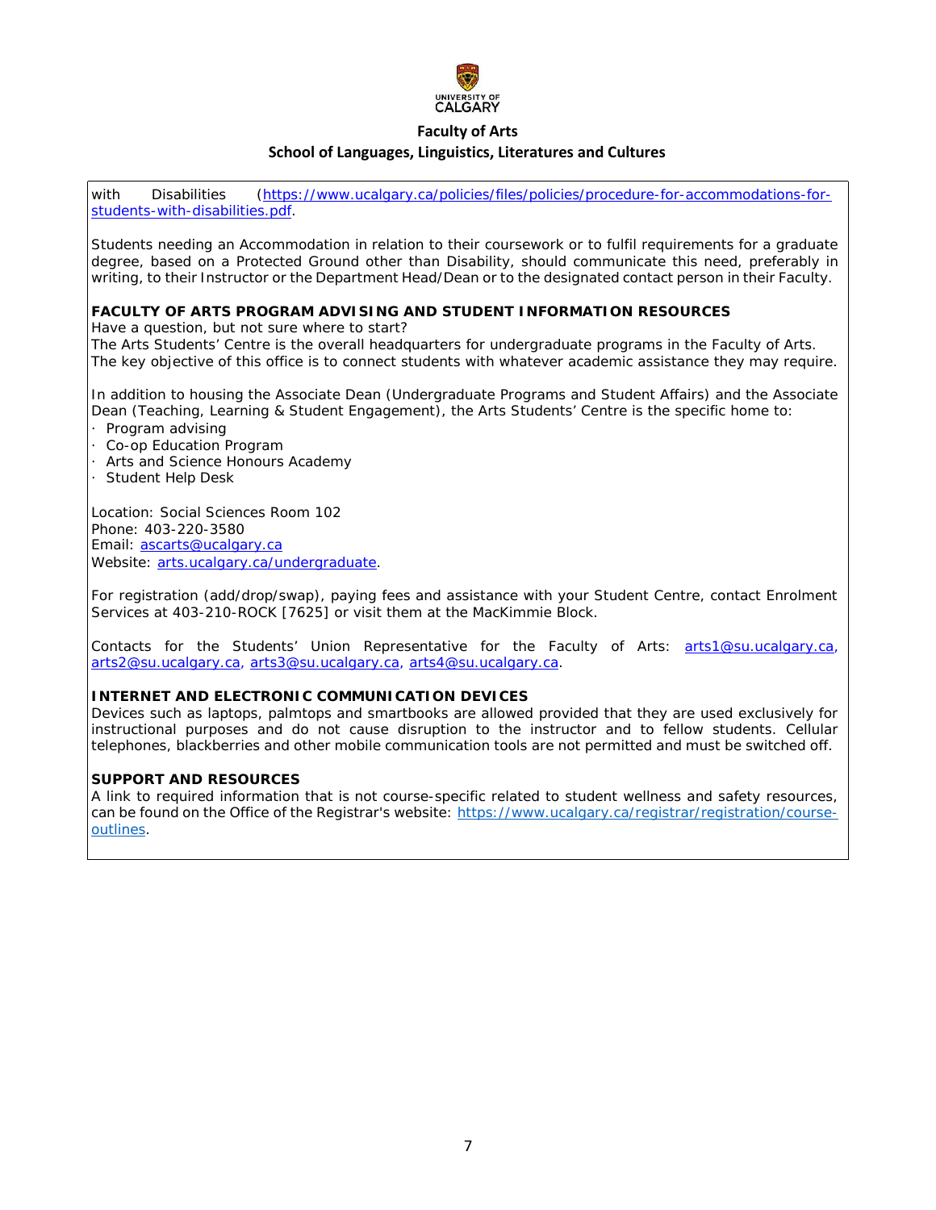with Disabilities (https://www.ucalgary.ca/policies/files/policies/procedure-for-accommodations-for-students-with-disabilities.pdf.

Students needing an Accommodation in relation to their coursework or to fulfil requirements for a graduate degree, based on a Protected Ground other than Disability, should communicate this need, preferably in writing, to their Instructor or the Department Head/Dean or to the designated contact person in their Faculty.

**FACULTY OF ARTS PROGRAM ADVISING AND STUDENT INFORMATION RESOURCES**

Have a question, but not sure where to start?
The Arts Students' Centre is the overall headquarters for undergraduate programs in the Faculty of Arts. The key objective of this office is to connect students with whatever academic assistance they may require.

In addition to housing the Associate Dean (Undergraduate Programs and Student Affairs) and the Associate Dean (Teaching, Learning & Student Engagement), the Arts Students' Centre is the specific home to:

- Program advising
- Co-op Education Program
- Arts and Science Honours Academy
- Student Help Desk

Location: Social Sciences Room 102
Phone: 403-220-3580
Email: ascarts@ucalgary.ca
Website: arts.ucalgary.ca/undergraduate.

For registration (add/drop/swap), paying fees and assistance with your Student Centre, contact Enrolment Services at 403-210-ROCK [7625] or visit them at the MacKimmie Block.

Contacts for the Students' Union Representative for the Faculty of Arts: arts1@su.ucalgary.ca, arts2@su.ucalgary.ca, arts3@su.ucalgary.ca, arts4@su.ucalgary.ca.

**INTERNET AND ELECTRONIC COMMUNICATION DEVICES**

Devices such as laptops, palmtops and smartbooks are allowed provided that they are used exclusively for instructional purposes and do not cause disruption to the instructor and to fellow students. Cellular telephones, blackberries and other mobile communication tools are not permitted and must be switched off.

**SUPPORT AND RESOURCES**

A link to required information that is not course-specific related to student wellness and safety resources, can be found on the Office of the Registrar's website: https://www.ucalgary.ca/registrar/registration/course-outlines.